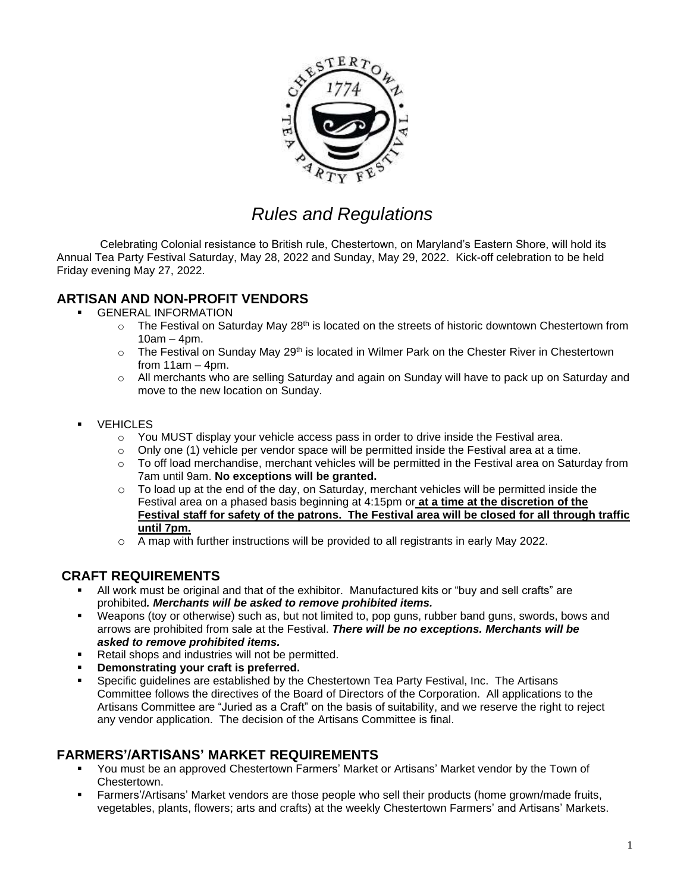# *Rules and Regulations*

Celebrating Colonial resistance to British rule, Chestertown, on Maryland's Eastern Shore, will hold its Annual Tea Party Festival Saturday, May 28, 2022 and Sunday, May 29, 2022. Kick-off celebration to be held Friday evening May 27, 2022.

## ARTISAN AND NON-PROFIT VENDORS

- GENERAL INFORMATION
  - The Festival on Saturday May 28th is located on the streets of historic downtown Chestertown from 10am – 4pm.
  - The Festival on Sunday May 29th is located in Wilmer Park on the Chester River in Chestertown from 11am – 4pm.
  - All merchants who are selling Saturday and again on Sunday will have to pack up on Saturday and move to the new location on Sunday.

- VEHICLES
  - You MUST display your vehicle access pass in order to drive inside the Festival area.
  - Only one (1) vehicle per vendor space will be permitted inside the Festival area at a time.
  - To off load merchandise, merchant vehicles will be permitted in the Festival area on Saturday from 7am until 9am. **No exceptions will be granted.**
  - To load up at the end of the day, on Saturday, merchant vehicles will be permitted inside the Festival area on a phased basis beginning at 4:15pm or **at a time at the discretion of the Festival staff for safety of the patrons. The Festival area will be closed for all through traffic until 7pm.**
  - A map with further instructions will be provided to all registrants in early May 2022.

## CRAFT REQUIREMENTS

- All work must be original and that of the exhibitor. Manufactured kits or "buy and sell crafts" are prohibited***. Merchants will be asked to remove prohibited items.***
- Weapons (toy or otherwise) such as, but not limited to, pop guns, rubber band guns, swords, bows and arrows are prohibited from sale at the Festival. ***There will be no exceptions. Merchants will be asked to remove prohibited items.***
- Retail shops and industries will not be permitted.
- **Demonstrating your craft is preferred.**
- Specific guidelines are established by the Chestertown Tea Party Festival, Inc. The Artisans Committee follows the directives of the Board of Directors of the Corporation. All applications to the Artisans Committee are "Juried as a Craft" on the basis of suitability, and we reserve the right to reject any vendor application. The decision of the Artisans Committee is final.

## FARMERS'/ARTISANS' MARKET REQUIREMENTS

- You must be an approved Chestertown Farmers' Market or Artisans' Market vendor by the Town of Chestertown.
- Farmers'/Artisans' Market vendors are those people who sell their products (home grown/made fruits, vegetables, plants, flowers; arts and crafts) at the weekly Chestertown Farmers' and Artisans' Markets.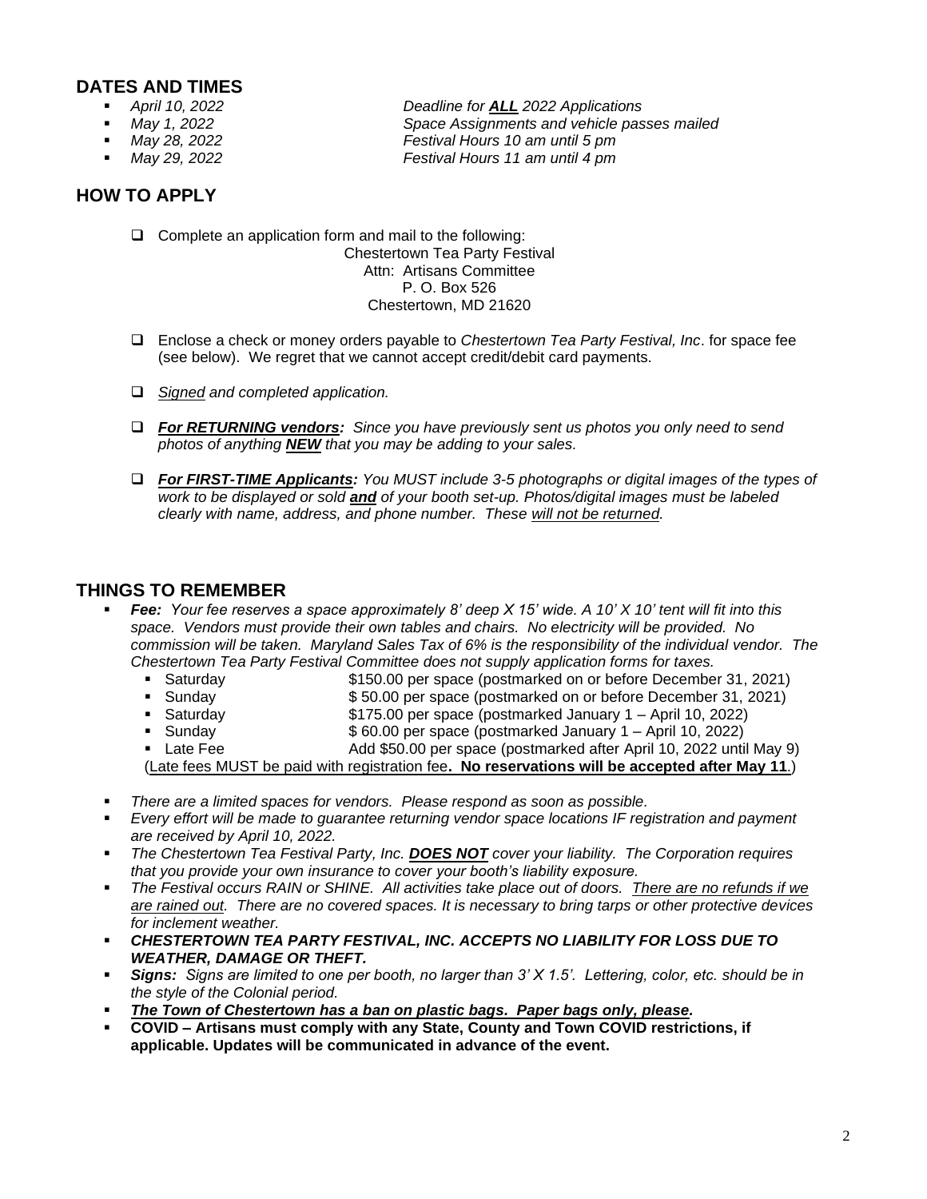## DATES AND TIMES

- *April 10, 2022* — *Deadline for **ALL** 2022 Applications*
- *May 1, 2022* — *Space Assignments and vehicle passes mailed*
- *May 28, 2022* — *Festival Hours 10 am until 5 pm*
- *May 29, 2022* — *Festival Hours 11 am until 4 pm*

## HOW TO APPLY

- ❑ Complete an application form and mail to the following:

  Chestertown Tea Party Festival  
  Attn: Artisans Committee  
  P. O. Box 526  
  Chestertown, MD 21620

- ❑ Enclose a check or money orders payable to *Chestertown Tea Party Festival, Inc*. for space fee (see below). We regret that we cannot accept credit/debit card payments.

- ❑ *Signed and completed application.*

- ❑ ***For RETURNING vendors:*** *Since you have previously sent us photos you only need to send photos of anything **NEW** that you may be adding to your sales.*

- ❑ ***For FIRST-TIME Applicants:*** *You MUST include 3-5 photographs or digital images of the types of work to be displayed or sold **and** of your booth set-up. Photos/digital images must be labeled clearly with name, address, and phone number. These will not be returned.*

## THINGS TO REMEMBER

- ***Fee:*** *Your fee reserves a space approximately 8' deep X 15' wide. A 10' X 10' tent will fit into this space. Vendors must provide their own tables and chairs. No electricity will be provided. No commission will be taken. Maryland Sales Tax of 6% is the responsibility of the individual vendor. The Chestertown Tea Party Festival Committee does not supply application forms for taxes.*
  - Saturday — $150.00 per space (postmarked on or before December 31, 2021)
  - Sunday — $ 50.00 per space (postmarked on or before December 31, 2021)
  - Saturday — $175.00 per space (postmarked January 1 – April 10, 2022)
  - Sunday — $ 60.00 per space (postmarked January 1 – April 10, 2022)
  - Late Fee — Add $50.00 per space (postmarked after April 10, 2022 until May 9)

  (Late fees MUST be paid with registration fee**. No reservations will be accepted after May 11**.)

- *There are a limited spaces for vendors. Please respond as soon as possible.*
- *Every effort will be made to guarantee returning vendor space locations IF registration and payment are received by April 10, 2022.*
- *The Chestertown Tea Festival Party, Inc. **DOES NOT** cover your liability. The Corporation requires that you provide your own insurance to cover your booth's liability exposure.*
- *The Festival occurs RAIN or SHINE. All activities take place out of doors. There are no refunds if we are rained out. There are no covered spaces. It is necessary to bring tarps or other protective devices for inclement weather.*
- ***CHESTERTOWN TEA PARTY FESTIVAL, INC. ACCEPTS NO LIABILITY FOR LOSS DUE TO WEATHER, DAMAGE OR THEFT.***
- ***Signs:*** *Signs are limited to one per booth, no larger than 3' X 1.5'. Lettering, color, etc. should be in the style of the Colonial period.*
- ***The Town of Chestertown has a ban on plastic bags. Paper bags only, please.***
- **COVID – Artisans must comply with any State, County and Town COVID restrictions, if applicable. Updates will be communicated in advance of the event.**